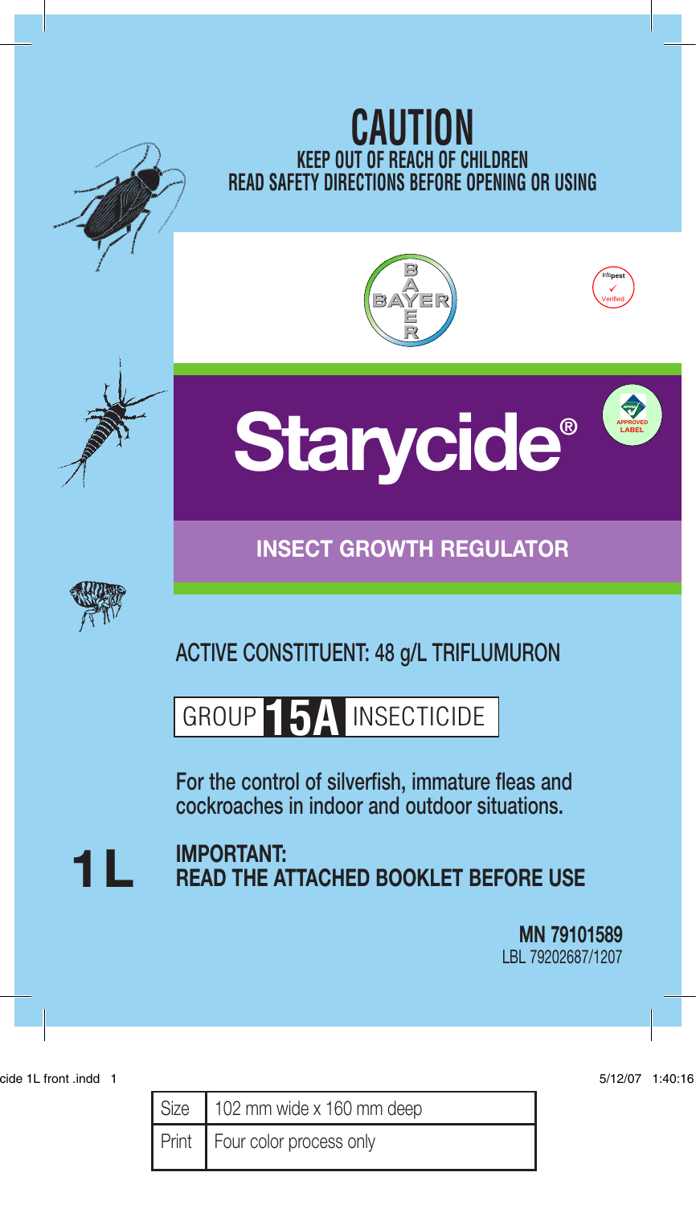# CAUTION

**KEEP OUT OF REACH OF CHILDREN**
**READ SAFETY DIRECTIONS BEFORE OPENING OR USING**

BAYER

Infopest Verified

# Starycide®

APPROVED LABEL

## INSECT GROWTH REGULATOR

**ACTIVE CONSTITUENT: 48 g/L TRIFLUMURON**

GROUP **15A** INSECTICIDE

**For the control of silverfish, immature fleas and cockroaches in indoor and outdoor situations.**

**1 L**

**IMPORTANT:**
**READ THE ATTACHED BOOKLET BEFORE USE**

**MN 79101589**
LBL 79202687/1207

cide 1L front .indd 1 5/12/07 1:40:16

| Size | 102 mm wide x 160 mm deep |
| --- | --- |
| Print | Four color process only |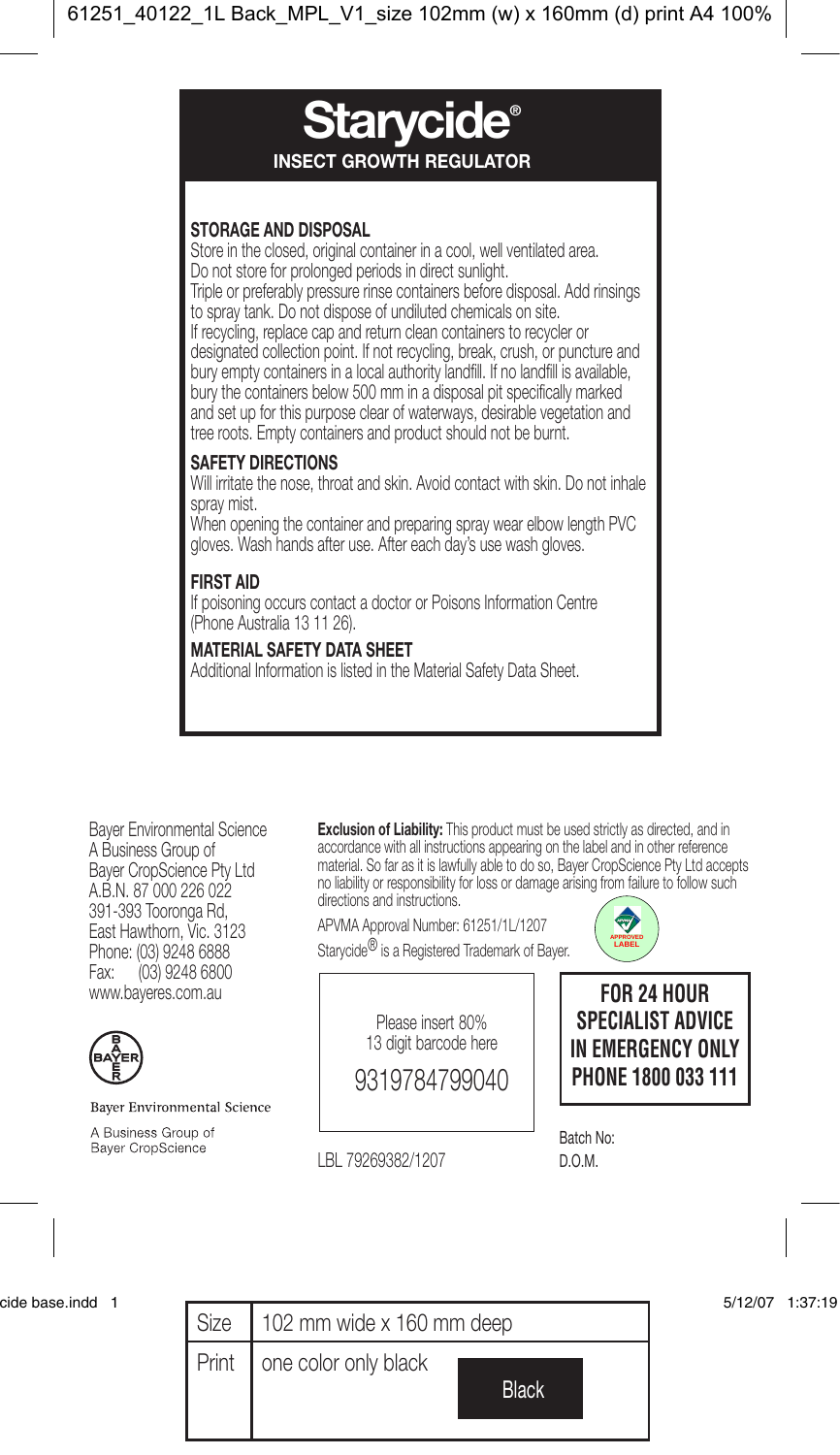# Starycide®

**INSECT GROWTH REGULATOR**

## STORAGE AND DISPOSAL

Store in the closed, original container in a cool, well ventilated area. Do not store for prolonged periods in direct sunlight.
Triple or preferably pressure rinse containers before disposal. Add rinsings to spray tank. Do not dispose of undiluted chemicals on site.
If recycling, replace cap and return clean containers to recycler or designated collection point. If not recycling, break, crush, or puncture and bury empty containers in a local authority landfill. If no landfill is available, bury the containers below 500 mm in a disposal pit specifically marked and set up for this purpose clear of waterways, desirable vegetation and tree roots. Empty containers and product should not be burnt.

## SAFETY DIRECTIONS

Will irritate the nose, throat and skin. Avoid contact with skin. Do not inhale spray mist.
When opening the container and preparing spray wear elbow length PVC gloves. Wash hands after use. After each day's use wash gloves.

## FIRST AID

If poisoning occurs contact a doctor or Poisons Information Centre (Phone Australia 13 11 26).

## MATERIAL SAFETY DATA SHEET

Additional Information is listed in the Material Safety Data Sheet.

Bayer Environmental Science
A Business Group of
Bayer CropScience Pty Ltd
A.B.N. 87 000 226 022
391-393 Tooronga Rd,
East Hawthorn, Vic. 3123
Phone: (03) 9248 6888
Fax: (03) 9248 6800
www.bayeres.com.au

Bayer Environmental Science
A Business Group of
Bayer CropScience

**Exclusion of Liability:** This product must be used strictly as directed, and in accordance with all instructions appearing on the label and in other reference material. So far as it is lawfully able to do so, Bayer CropScience Pty Ltd accepts no liability or responsibility for loss or damage arising from failure to follow such directions and instructions.

APVMA Approval Number: 61251/1L/1207

Starycide® is a Registered Trademark of Bayer.

APPROVED LABEL

Please insert 80%
13 digit barcode here
9319784799040

**FOR 24 HOUR SPECIALIST ADVICE IN EMERGENCY ONLY PHONE 1800 033 111**

LBL 79269382/1207

Batch No:
D.O.M.

| Size | 102 mm wide x 160 mm deep |
| --- | --- |
| Print | one color only black — Black |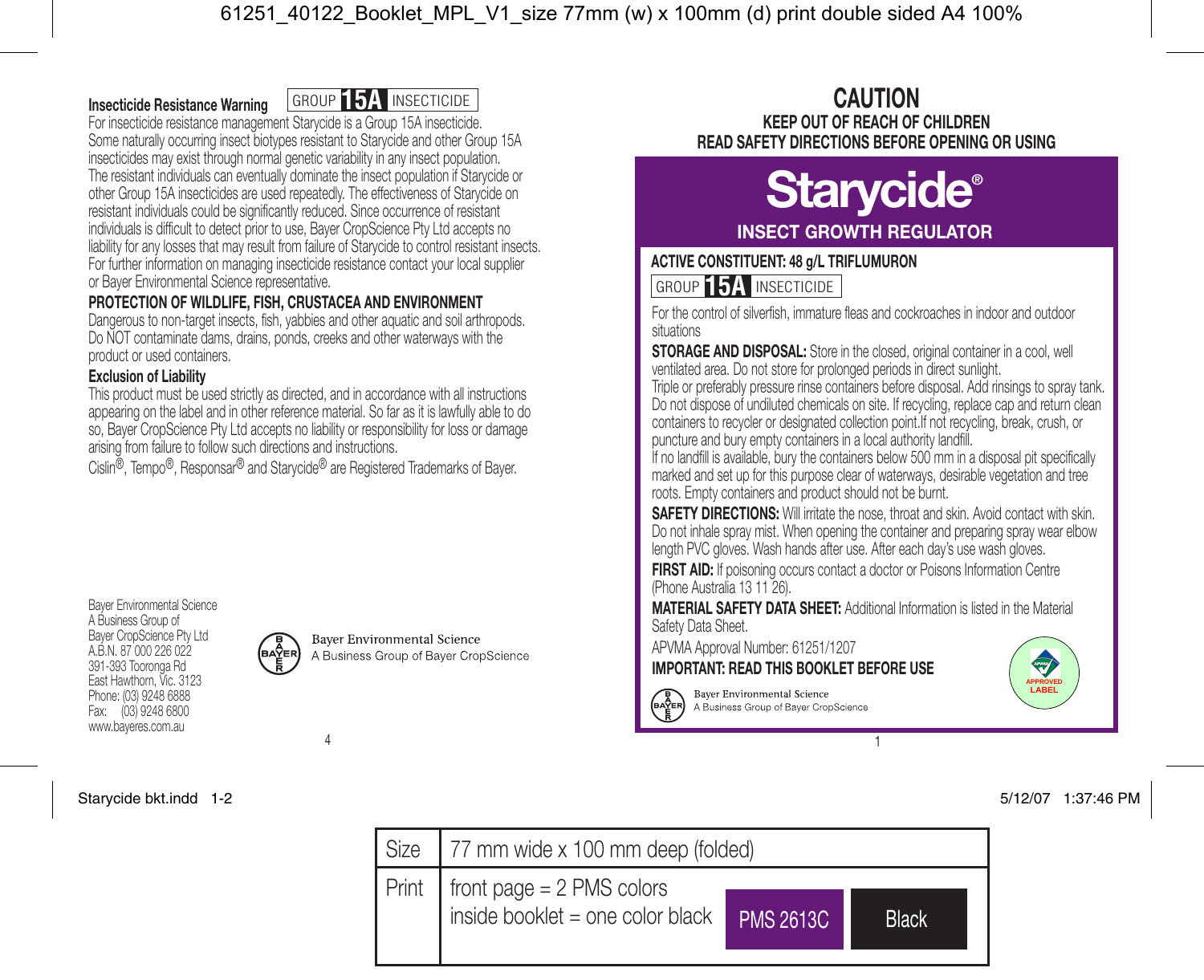61251_40122_Booklet_MPL_V1_size 77mm (w) x 100mm (d) print double sided A4 100%

**Insecticide Resistance Warning** GROUP **15A** INSECTICIDE

For insecticide resistance management Starycide is a Group 15A insecticide. Some naturally occurring insect biotypes resistant to Starycide and other Group 15A insecticides may exist through normal genetic variability in any insect population. The resistant individuals can eventually dominate the insect population if Starycide or other Group 15A insecticides are used repeatedly. The effectiveness of Starycide on resistant individuals could be significantly reduced. Since occurrence of resistant individuals is difficult to detect prior to use, Bayer CropScience Pty Ltd accepts no liability for any losses that may result from failure of Starycide to control resistant insects. For further information on managing insecticide resistance contact your local supplier or Bayer Environmental Science representative.

**PROTECTION OF WILDLIFE, FISH, CRUSTACEA AND ENVIRONMENT**

Dangerous to non-target insects, fish, yabbies and other aquatic and soil arthropods. Do NOT contaminate dams, drains, ponds, creeks and other waterways with the product or used containers.

**Exclusion of Liability**

This product must be used strictly as directed, and in accordance with all instructions appearing on the label and in other reference material. So far as it is lawfully able to do so, Bayer CropScience Pty Ltd accepts no liability or responsibility for loss or damage arising from failure to follow such directions and instructions.

Cislin®, Tempo®, Responsar® and Starycide® are Registered Trademarks of Bayer.

Bayer Environmental Science
A Business Group of
Bayer CropScience Pty Ltd
A.B.N. 87 000 226 022
391-393 Tooronga Rd
East Hawthorn, Vic. 3123
Phone: (03) 9248 6888
Fax: (03) 9248 6800
www.bayeres.com.au

Bayer Environmental Science
A Business Group of Bayer CropScience

# CAUTION

**KEEP OUT OF REACH OF CHILDREN**
**READ SAFETY DIRECTIONS BEFORE OPENING OR USING**

# Starycide®

## INSECT GROWTH REGULATOR

**ACTIVE CONSTITUENT: 48 g/L TRIFLUMURON**

GROUP **15A** INSECTICIDE

For the control of silverfish, immature fleas and cockroaches in indoor and outdoor situations

**STORAGE AND DISPOSAL:** Store in the closed, original container in a cool, well ventilated area. Do not store for prolonged periods in direct sunlight. Triple or preferably pressure rinse containers before disposal. Add rinsings to spray tank. Do not dispose of undiluted chemicals on site. If recycling, replace cap and return clean containers to recycler or designated collection point.If not recycling, break, crush, or puncture and bury empty containers in a local authority landfill. If no landfill is available, bury the containers below 500 mm in a disposal pit specifically marked and set up for this purpose clear of waterways, desirable vegetation and tree roots. Empty containers and product should not be burnt.

**SAFETY DIRECTIONS:** Will irritate the nose, throat and skin. Avoid contact with skin. Do not inhale spray mist. When opening the container and preparing spray wear elbow length PVC gloves. Wash hands after use. After each day's use wash gloves.

**FIRST AID:** If poisoning occurs contact a doctor or Poisons Information Centre (Phone Australia 13 11 26).

**MATERIAL SAFETY DATA SHEET:** Additional Information is listed in the Material Safety Data Sheet.

APVMA Approval Number: 61251/1207

**IMPORTANT: READ THIS BOOKLET BEFORE USE**

APPROVED LABEL

Bayer Environmental Science
A Business Group of Bayer CropScience

Starycide bkt.indd 1-2 5/12/07 1:37:46 PM

| Size | 77 mm wide x 100 mm deep (folded) | | |
|---|---|---|---|
| Print | front page = 2 PMS colors<br>inside booklet = one color black | PMS 2613C | Black |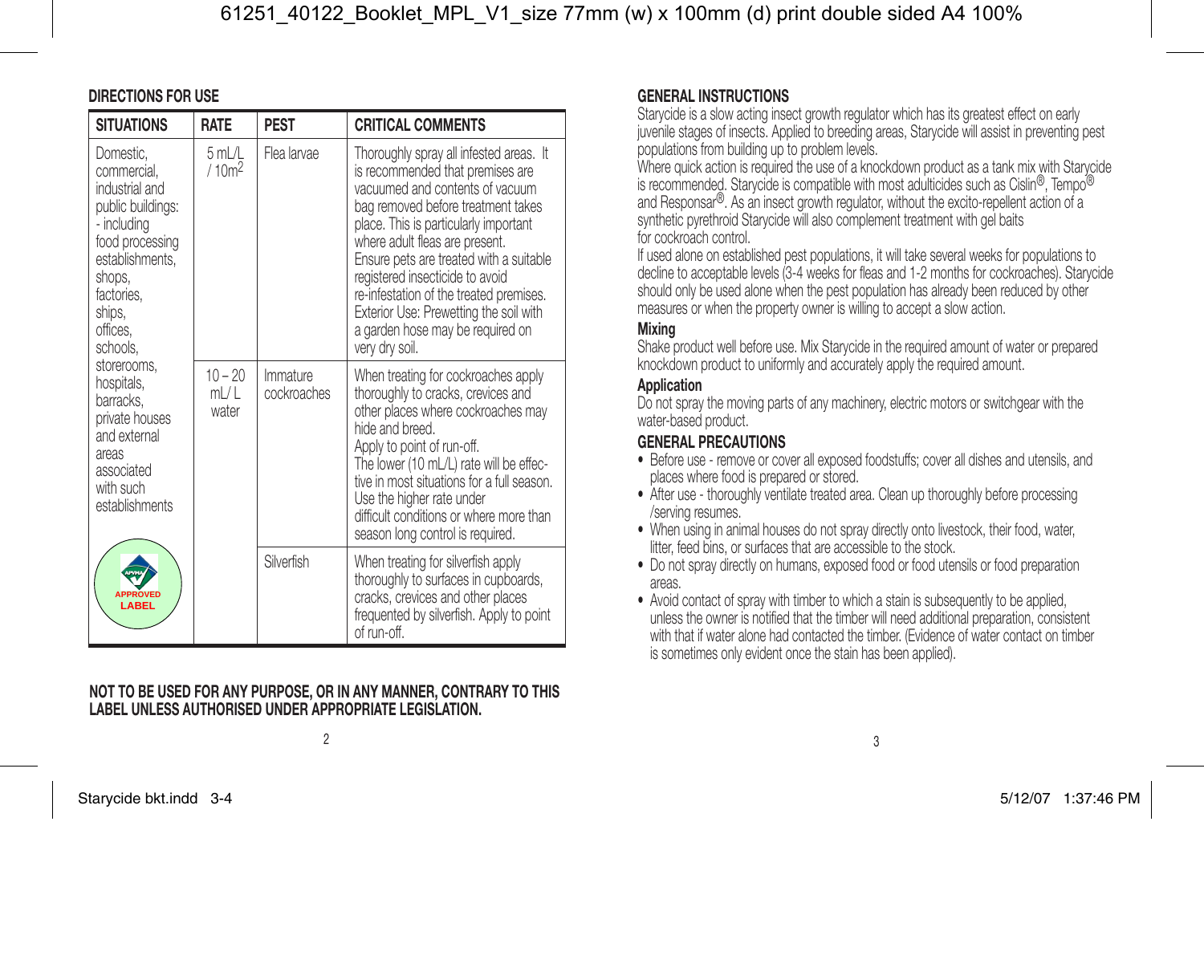## DIRECTIONS FOR USE

| SITUATIONS | RATE | PEST | CRITICAL COMMENTS |
|---|---|---|---|
| Domestic, commercial, industrial and public buildings: - including food processing establishments, shops, factories, ships, offices, schools, storerooms, hospitals, barracks, private houses and external areas associated with such establishments | 5 mL/L / $10m^2$ | Flea larvae | Thoroughly spray all infested areas. It is recommended that premises are vacuumed and contents of vacuum bag removed before treatment takes place. This is particularly important where adult fleas are present. Ensure pets are treated with a suitable registered insecticide to avoid re-infestation of the treated premises. Exterior Use: Prewetting the soil with a garden hose may be required on very dry soil. |
| | 10 – 20 mL/ L water | Immature cockroaches | When treating for cockroaches apply thoroughly to cracks, crevices and other places where cockroaches may hide and breed. Apply to point of run-off. The lower (10 mL/L) rate will be effective in most situations for a full season. Use the higher rate under difficult conditions or where more than season long control is required. |
| | | Silverfish | When treating for silverfish apply thoroughly to surfaces in cupboards, cracks, crevices and other places frequented by silverfish. Apply to point of run-off. |

APVMA APPROVED LABEL

**NOT TO BE USED FOR ANY PURPOSE, OR IN ANY MANNER, CONTRARY TO THIS LABEL UNLESS AUTHORISED UNDER APPROPRIATE LEGISLATION.**

## GENERAL INSTRUCTIONS

Starycide is a slow acting insect growth regulator which has its greatest effect on early juvenile stages of insects. Applied to breeding areas, Starycide will assist in preventing pest populations from building up to problem levels.

Where quick action is required the use of a knockdown product as a tank mix with Starycide is recommended. Starycide is compatible with most adulticides such as Cislin®, Tempo® and Responsar®. As an insect growth regulator, without the excito-repellent action of a synthetic pyrethroid Starycide will also complement treatment with gel baits for cockroach control.

If used alone on established pest populations, it will take several weeks for populations to decline to acceptable levels (3-4 weeks for fleas and 1-2 months for cockroaches). Starycide should only be used alone when the pest population has already been reduced by other measures or when the property owner is willing to accept a slow action.

### Mixing

Shake product well before use. Mix Starycide in the required amount of water or prepared knockdown product to uniformly and accurately apply the required amount.

### Application

Do not spray the moving parts of any machinery, electric motors or switchgear with the water-based product.

## GENERAL PRECAUTIONS

- Before use - remove or cover all exposed foodstuffs; cover all dishes and utensils, and places where food is prepared or stored.
- After use - thoroughly ventilate treated area. Clean up thoroughly before processing /serving resumes.
- When using in animal houses do not spray directly onto livestock, their food, water, litter, feed bins, or surfaces that are accessible to the stock.
- Do not spray directly on humans, exposed food or food utensils or food preparation areas.
- Avoid contact of spray with timber to which a stain is subsequently to be applied, unless the owner is notified that the timber will need additional preparation, consistent with that if water alone had contacted the timber. (Evidence of water contact on timber is sometimes only evident once the stain has been applied).